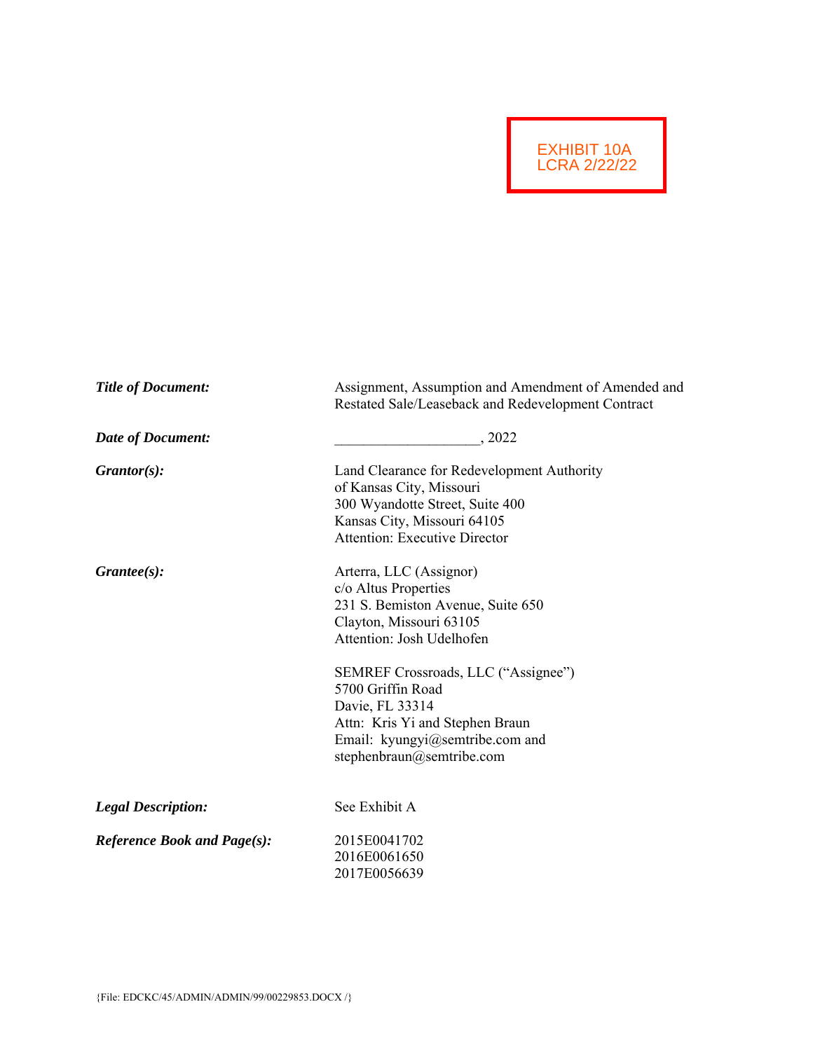EXHIBIT 10A
LCRA 2/22/22

| | |
|---|---|
| ***Title of Document:*** | Assignment, Assumption and Amendment of Amended and Restated Sale/Leaseback and Redevelopment Contract |
| ***Date of Document:*** | ____________________, 2022 |
| ***Grantor(s):*** | Land Clearance for Redevelopment Authority of Kansas City, Missouri<br>300 Wyandotte Street, Suite 400<br>Kansas City, Missouri 64105<br>Attention: Executive Director |
| ***Grantee(s):*** | Arterra, LLC (Assignor)<br>c/o Altus Properties<br>231 S. Bemiston Avenue, Suite 650<br>Clayton, Missouri 63105<br>Attention: Josh Udelhofen<br><br>SEMREF Crossroads, LLC ("Assignee")<br>5700 Griffin Road<br>Davie, FL 33314<br>Attn: Kris Yi and Stephen Braun<br>Email: kyungyi@semtribe.com and stephenbraun@semtribe.com |
| ***Legal Description:*** | See Exhibit A |
| ***Reference Book and Page(s):*** | 2015E0041702<br>2016E0061650<br>2017E0056639 |

{File: EDCKC/45/ADMIN/ADMIN/99/00229853.DOCX /}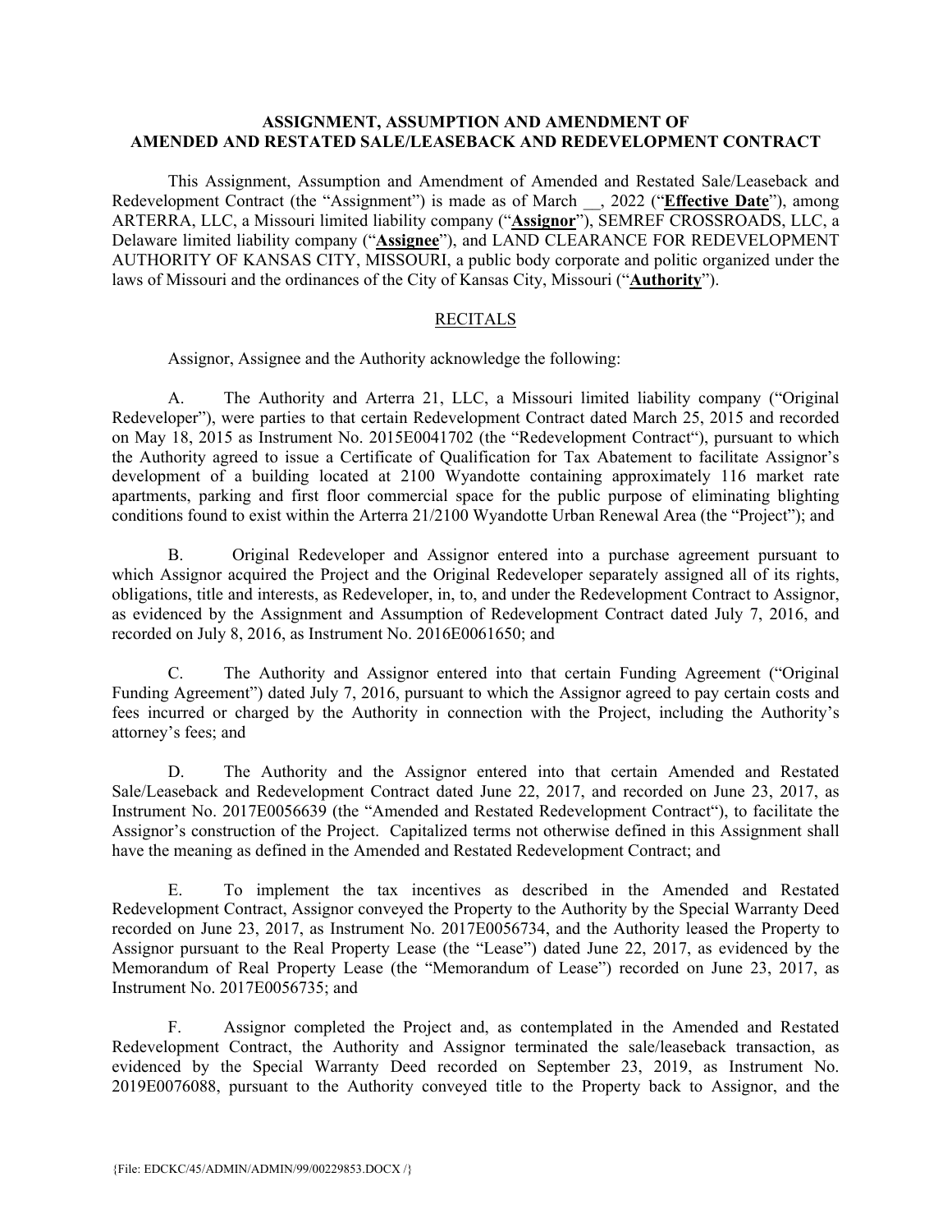**ASSIGNMENT, ASSUMPTION AND AMENDMENT OF AMENDED AND RESTATED SALE/LEASEBACK AND REDEVELOPMENT CONTRACT**

This Assignment, Assumption and Amendment of Amended and Restated Sale/Leaseback and Redevelopment Contract (the "Assignment") is made as of March __, 2022 ("**Effective Date**"), among ARTERRA, LLC, a Missouri limited liability company ("**Assignor**"), SEMREF CROSSROADS, LLC, a Delaware limited liability company ("**Assignee**"), and LAND CLEARANCE FOR REDEVELOPMENT AUTHORITY OF KANSAS CITY, MISSOURI, a public body corporate and politic organized under the laws of Missouri and the ordinances of the City of Kansas City, Missouri ("**Authority**").

RECITALS

Assignor, Assignee and the Authority acknowledge the following:

A. The Authority and Arterra 21, LLC, a Missouri limited liability company ("Original Redeveloper"), were parties to that certain Redevelopment Contract dated March 25, 2015 and recorded on May 18, 2015 as Instrument No. 2015E0041702 (the "Redevelopment Contract"), pursuant to which the Authority agreed to issue a Certificate of Qualification for Tax Abatement to facilitate Assignor's development of a building located at 2100 Wyandotte containing approximately 116 market rate apartments, parking and first floor commercial space for the public purpose of eliminating blighting conditions found to exist within the Arterra 21/2100 Wyandotte Urban Renewal Area (the "Project"); and

B. Original Redeveloper and Assignor entered into a purchase agreement pursuant to which Assignor acquired the Project and the Original Redeveloper separately assigned all of its rights, obligations, title and interests, as Redeveloper, in, to, and under the Redevelopment Contract to Assignor, as evidenced by the Assignment and Assumption of Redevelopment Contract dated July 7, 2016, and recorded on July 8, 2016, as Instrument No. 2016E0061650; and

C. The Authority and Assignor entered into that certain Funding Agreement ("Original Funding Agreement") dated July 7, 2016, pursuant to which the Assignor agreed to pay certain costs and fees incurred or charged by the Authority in connection with the Project, including the Authority's attorney's fees; and

D. The Authority and the Assignor entered into that certain Amended and Restated Sale/Leaseback and Redevelopment Contract dated June 22, 2017, and recorded on June 23, 2017, as Instrument No. 2017E0056639 (the "Amended and Restated Redevelopment Contract"), to facilitate the Assignor's construction of the Project. Capitalized terms not otherwise defined in this Assignment shall have the meaning as defined in the Amended and Restated Redevelopment Contract; and

E. To implement the tax incentives as described in the Amended and Restated Redevelopment Contract, Assignor conveyed the Property to the Authority by the Special Warranty Deed recorded on June 23, 2017, as Instrument No. 2017E0056734, and the Authority leased the Property to Assignor pursuant to the Real Property Lease (the "Lease") dated June 22, 2017, as evidenced by the Memorandum of Real Property Lease (the "Memorandum of Lease") recorded on June 23, 2017, as Instrument No. 2017E0056735; and

F. Assignor completed the Project and, as contemplated in the Amended and Restated Redevelopment Contract, the Authority and Assignor terminated the sale/leaseback transaction, as evidenced by the Special Warranty Deed recorded on September 23, 2019, as Instrument No. 2019E0076088, pursuant to the Authority conveyed title to the Property back to Assignor, and the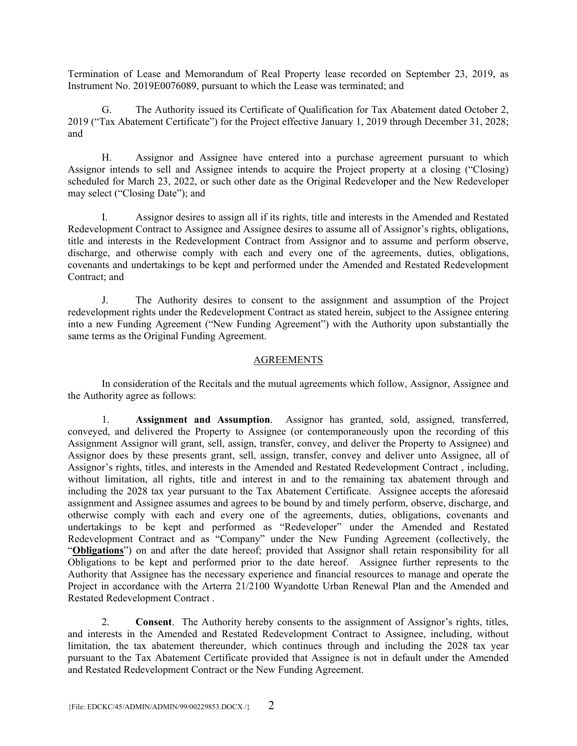Termination of Lease and Memorandum of Real Property lease recorded on September 23, 2019, as Instrument No. 2019E0076089, pursuant to which the Lease was terminated; and

G. The Authority issued its Certificate of Qualification for Tax Abatement dated October 2, 2019 ("Tax Abatement Certificate") for the Project effective January 1, 2019 through December 31, 2028; and

H. Assignor and Assignee have entered into a purchase agreement pursuant to which Assignor intends to sell and Assignee intends to acquire the Project property at a closing ("Closing) scheduled for March 23, 2022, or such other date as the Original Redeveloper and the New Redeveloper may select ("Closing Date"); and

I. Assignor desires to assign all if its rights, title and interests in the Amended and Restated Redevelopment Contract to Assignee and Assignee desires to assume all of Assignor's rights, obligations, title and interests in the Redevelopment Contract from Assignor and to assume and perform observe, discharge, and otherwise comply with each and every one of the agreements, duties, obligations, covenants and undertakings to be kept and performed under the Amended and Restated Redevelopment Contract; and

J. The Authority desires to consent to the assignment and assumption of the Project redevelopment rights under the Redevelopment Contract as stated herein, subject to the Assignee entering into a new Funding Agreement ("New Funding Agreement") with the Authority upon substantially the same terms as the Original Funding Agreement.

## AGREEMENTS

In consideration of the Recitals and the mutual agreements which follow, Assignor, Assignee and the Authority agree as follows:

1. **Assignment and Assumption**. Assignor has granted, sold, assigned, transferred, conveyed, and delivered the Property to Assignee (or contemporaneously upon the recording of this Assignment Assignor will grant, sell, assign, transfer, convey, and deliver the Property to Assignee) and Assignor does by these presents grant, sell, assign, transfer, convey and deliver unto Assignee, all of Assignor's rights, titles, and interests in the Amended and Restated Redevelopment Contract , including, without limitation, all rights, title and interest in and to the remaining tax abatement through and including the 2028 tax year pursuant to the Tax Abatement Certificate. Assignee accepts the aforesaid assignment and Assignee assumes and agrees to be bound by and timely perform, observe, discharge, and otherwise comply with each and every one of the agreements, duties, obligations, covenants and undertakings to be kept and performed as "Redeveloper" under the Amended and Restated Redevelopment Contract and as "Company" under the New Funding Agreement (collectively, the "**Obligations**") on and after the date hereof; provided that Assignor shall retain responsibility for all Obligations to be kept and performed prior to the date hereof. Assignee further represents to the Authority that Assignee has the necessary experience and financial resources to manage and operate the Project in accordance with the Arterra 21/2100 Wyandotte Urban Renewal Plan and the Amended and Restated Redevelopment Contract .

2. **Consent**. The Authority hereby consents to the assignment of Assignor's rights, titles, and interests in the Amended and Restated Redevelopment Contract to Assignee, including, without limitation, the tax abatement thereunder, which continues through and including the 2028 tax year pursuant to the Tax Abatement Certificate provided that Assignee is not in default under the Amended and Restated Redevelopment Contract or the New Funding Agreement.

{File: EDCKC/45/ADMIN/ADMIN/99/00229853.DOCX /}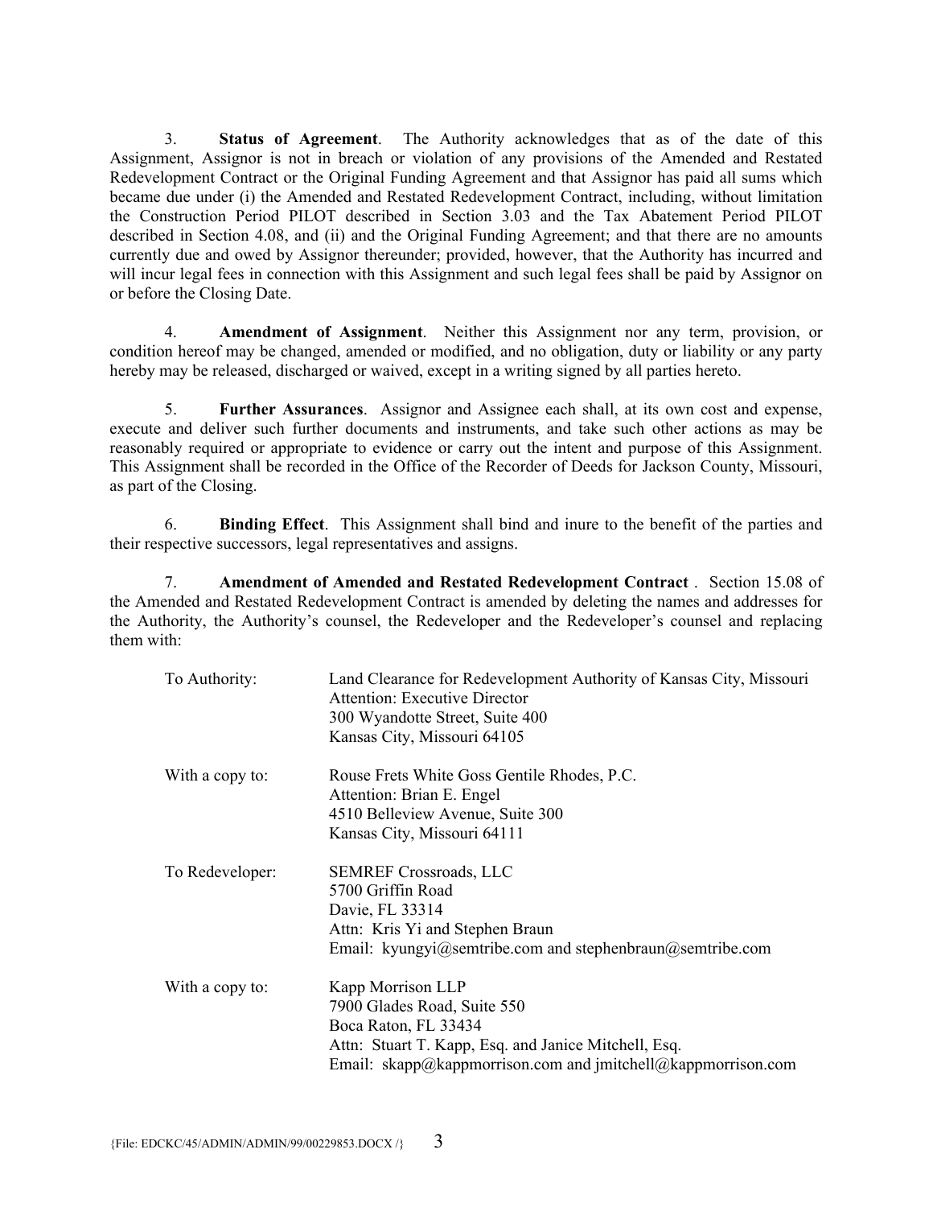3. **Status of Agreement**. The Authority acknowledges that as of the date of this Assignment, Assignor is not in breach or violation of any provisions of the Amended and Restated Redevelopment Contract or the Original Funding Agreement and that Assignor has paid all sums which became due under (i) the Amended and Restated Redevelopment Contract, including, without limitation the Construction Period PILOT described in Section 3.03 and the Tax Abatement Period PILOT described in Section 4.08, and (ii) and the Original Funding Agreement; and that there are no amounts currently due and owed by Assignor thereunder; provided, however, that the Authority has incurred and will incur legal fees in connection with this Assignment and such legal fees shall be paid by Assignor on or before the Closing Date.

4. **Amendment of Assignment**. Neither this Assignment nor any term, provision, or condition hereof may be changed, amended or modified, and no obligation, duty or liability or any party hereby may be released, discharged or waived, except in a writing signed by all parties hereto.

5. **Further Assurances**. Assignor and Assignee each shall, at its own cost and expense, execute and deliver such further documents and instruments, and take such other actions as may be reasonably required or appropriate to evidence or carry out the intent and purpose of this Assignment. This Assignment shall be recorded in the Office of the Recorder of Deeds for Jackson County, Missouri, as part of the Closing.

6. **Binding Effect**. This Assignment shall bind and inure to the benefit of the parties and their respective successors, legal representatives and assigns.

7. **Amendment of Amended and Restated Redevelopment Contract** . Section 15.08 of the Amended and Restated Redevelopment Contract is amended by deleting the names and addresses for the Authority, the Authority's counsel, the Redeveloper and the Redeveloper's counsel and replacing them with:

To Authority:
Land Clearance for Redevelopment Authority of Kansas City, Missouri
Attention: Executive Director
300 Wyandotte Street, Suite 400
Kansas City, Missouri 64105

With a copy to:
Rouse Frets White Goss Gentile Rhodes, P.C.
Attention: Brian E. Engel
4510 Belleview Avenue, Suite 300
Kansas City, Missouri 64111

To Redeveloper:
SEMREF Crossroads, LLC
5700 Griffin Road
Davie, FL 33314
Attn: Kris Yi and Stephen Braun
Email: kyungyi@semtribe.com and stephenbraun@semtribe.com

With a copy to:
Kapp Morrison LLP
7900 Glades Road, Suite 550
Boca Raton, FL 33434
Attn: Stuart T. Kapp, Esq. and Janice Mitchell, Esq.
Email: skapp@kappmorrison.com and jmitchell@kappmorrison.com

{File: EDCKC/45/ADMIN/ADMIN/99/00229853.DOCX /}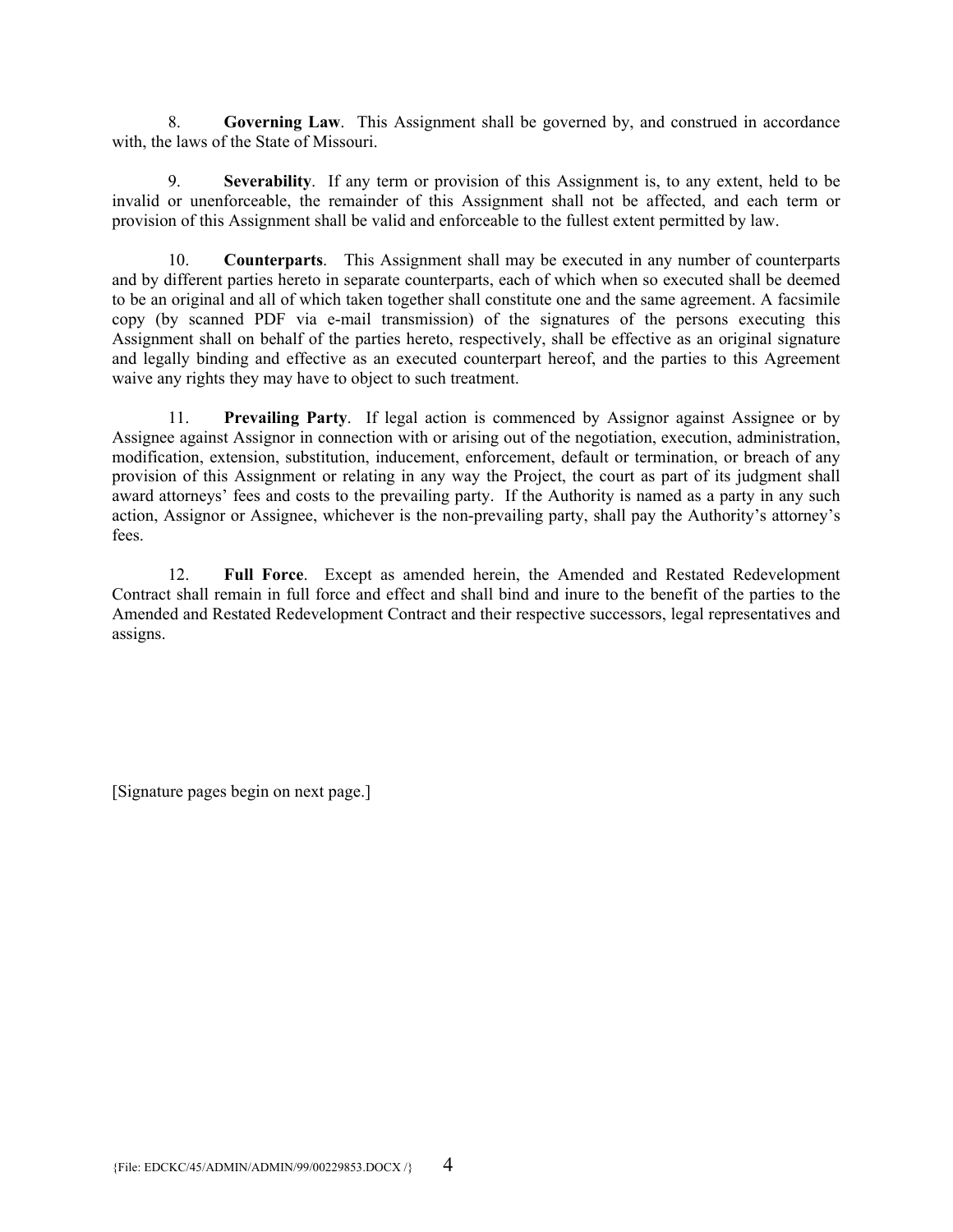8. **Governing Law**. This Assignment shall be governed by, and construed in accordance with, the laws of the State of Missouri.

9. **Severability**. If any term or provision of this Assignment is, to any extent, held to be invalid or unenforceable, the remainder of this Assignment shall not be affected, and each term or provision of this Assignment shall be valid and enforceable to the fullest extent permitted by law.

10. **Counterparts**. This Assignment shall may be executed in any number of counterparts and by different parties hereto in separate counterparts, each of which when so executed shall be deemed to be an original and all of which taken together shall constitute one and the same agreement. A facsimile copy (by scanned PDF via e-mail transmission) of the signatures of the persons executing this Assignment shall on behalf of the parties hereto, respectively, shall be effective as an original signature and legally binding and effective as an executed counterpart hereof, and the parties to this Agreement waive any rights they may have to object to such treatment.

11. **Prevailing Party**. If legal action is commenced by Assignor against Assignee or by Assignee against Assignor in connection with or arising out of the negotiation, execution, administration, modification, extension, substitution, inducement, enforcement, default or termination, or breach of any provision of this Assignment or relating in any way the Project, the court as part of its judgment shall award attorneys' fees and costs to the prevailing party. If the Authority is named as a party in any such action, Assignor or Assignee, whichever is the non-prevailing party, shall pay the Authority's attorney's fees.

12. **Full Force**. Except as amended herein, the Amended and Restated Redevelopment Contract shall remain in full force and effect and shall bind and inure to the benefit of the parties to the Amended and Restated Redevelopment Contract and their respective successors, legal representatives and assigns.

[Signature pages begin on next page.]

{File: EDCKC/45/ADMIN/ADMIN/99/00229853.DOCX /}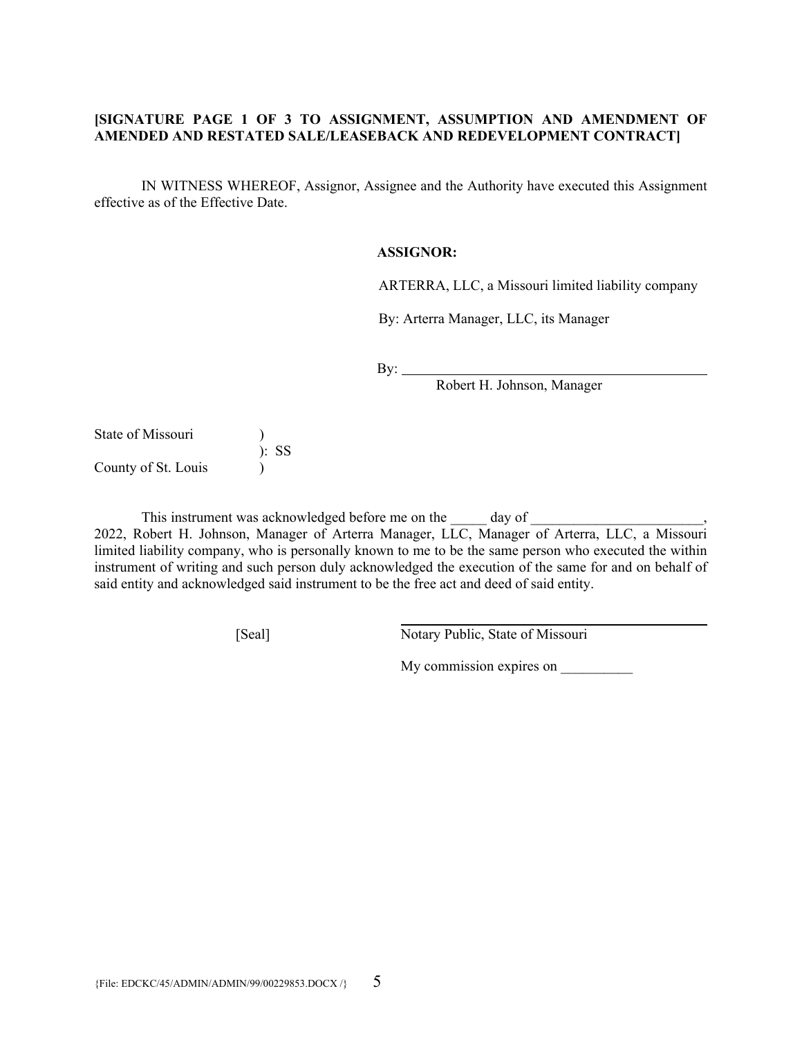**[SIGNATURE PAGE 1 OF 3 TO ASSIGNMENT, ASSUMPTION AND AMENDMENT OF AMENDED AND RESTATED SALE/LEASEBACK AND REDEVELOPMENT CONTRACT]**

IN WITNESS WHEREOF, Assignor, Assignee and the Authority have executed this Assignment effective as of the Effective Date.

**ASSIGNOR:**

ARTERRA, LLC, a Missouri limited liability company

By: Arterra Manager, LLC, its Manager

By: _____________________________________________
Robert H. Johnson, Manager

State of Missouri )
): SS
County of St. Louis )

This instrument was acknowledged before me on the _____ day of ________________________, 2022, Robert H. Johnson, Manager of Arterra Manager, LLC, Manager of Arterra, LLC, a Missouri limited liability company, who is personally known to me to be the same person who executed the within instrument of writing and such person duly acknowledged the execution of the same for and on behalf of said entity and acknowledged said instrument to be the free act and deed of said entity.

[Seal]

_____________________________________________
Notary Public, State of Missouri

My commission expires on __________

{File: EDCKC/45/ADMIN/ADMIN/99/00229853.DOCX /}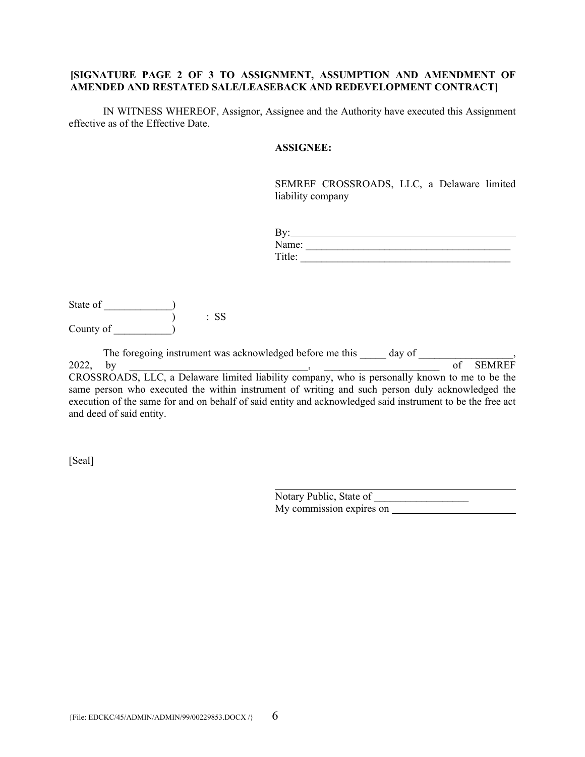**[SIGNATURE PAGE 2 OF 3 TO ASSIGNMENT, ASSUMPTION AND AMENDMENT OF AMENDED AND RESTATED SALE/LEASEBACK AND REDEVELOPMENT CONTRACT]**

IN WITNESS WHEREOF, Assignor, Assignee and the Authority have executed this Assignment effective as of the Effective Date.

**ASSIGNEE:**

SEMREF CROSSROADS, LLC, a Delaware limited liability company

By:_______________________________________________
Name: ________________________________________
Title: _________________________________________

State of _____________)
                                      )       : SS
County of ___________)

The foregoing instrument was acknowledged before me this _____ day of __________________, 2022, by __________________________________, ______________________ of SEMREF CROSSROADS, LLC, a Delaware limited liability company, who is personally known to me to be the same person who executed the within instrument of writing and such person duly acknowledged the execution of the same for and on behalf of said entity and acknowledged said instrument to be the free act and deed of said entity.

[Seal]

_______________________________________________
Notary Public, State of __________________
My commission expires on ________________________

{File: EDCKC/45/ADMIN/ADMIN/99/00229853.DOCX /}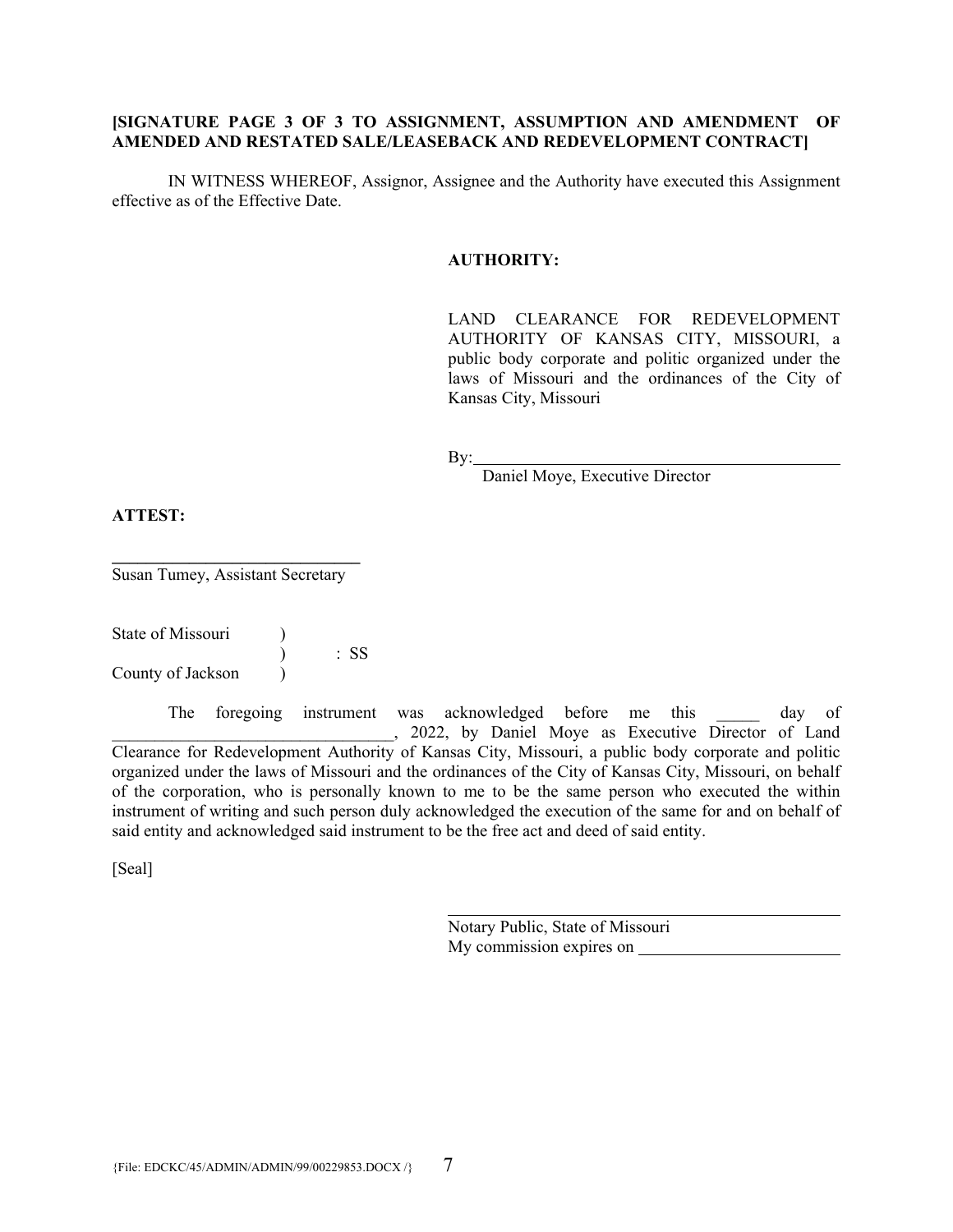**[SIGNATURE PAGE 3 OF 3 TO ASSIGNMENT, ASSUMPTION AND AMENDMENT OF AMENDED AND RESTATED SALE/LEASEBACK AND REDEVELOPMENT CONTRACT]**

IN WITNESS WHEREOF, Assignor, Assignee and the Authority have executed this Assignment effective as of the Effective Date.

**AUTHORITY:**

LAND CLEARANCE FOR REDEVELOPMENT AUTHORITY OF KANSAS CITY, MISSOURI, a public body corporate and politic organized under the laws of Missouri and the ordinances of the City of Kansas City, Missouri

By:\_\_\_\_\_\_\_\_\_\_\_\_\_\_\_\_\_\_\_\_\_\_\_\_\_\_\_\_\_\_\_\_\_\_\_\_\_\_\_\_\_\_
Daniel Moye, Executive Director

**ATTEST:**

\_\_\_\_\_\_\_\_\_\_\_\_\_\_\_\_\_\_\_\_\_\_\_\_\_\_\_\_\_\_
Susan Tumey, Assistant Secretary

State of Missouri )
) : SS
County of Jackson )

The foregoing instrument was acknowledged before me this \_\_\_\_\_ day of \_\_\_\_\_\_\_\_\_\_\_\_\_\_\_\_\_\_\_\_\_\_\_\_\_\_\_\_\_\_\_\_\_, 2022, by Daniel Moye as Executive Director of Land Clearance for Redevelopment Authority of Kansas City, Missouri, a public body corporate and politic organized under the laws of Missouri and the ordinances of the City of Kansas City, Missouri, on behalf of the corporation, who is personally known to me to be the same person who executed the within instrument of writing and such person duly acknowledged the execution of the same for and on behalf of said entity and acknowledged said instrument to be the free act and deed of said entity.

[Seal]

\_\_\_\_\_\_\_\_\_\_\_\_\_\_\_\_\_\_\_\_\_\_\_\_\_\_\_\_\_\_\_\_\_\_\_\_\_\_\_\_\_\_
Notary Public, State of Missouri
My commission expires on \_\_\_\_\_\_\_\_\_\_\_\_\_\_\_\_\_\_\_\_\_\_\_\_

{File: EDCKC/45/ADMIN/ADMIN/99/00229853.DOCX /}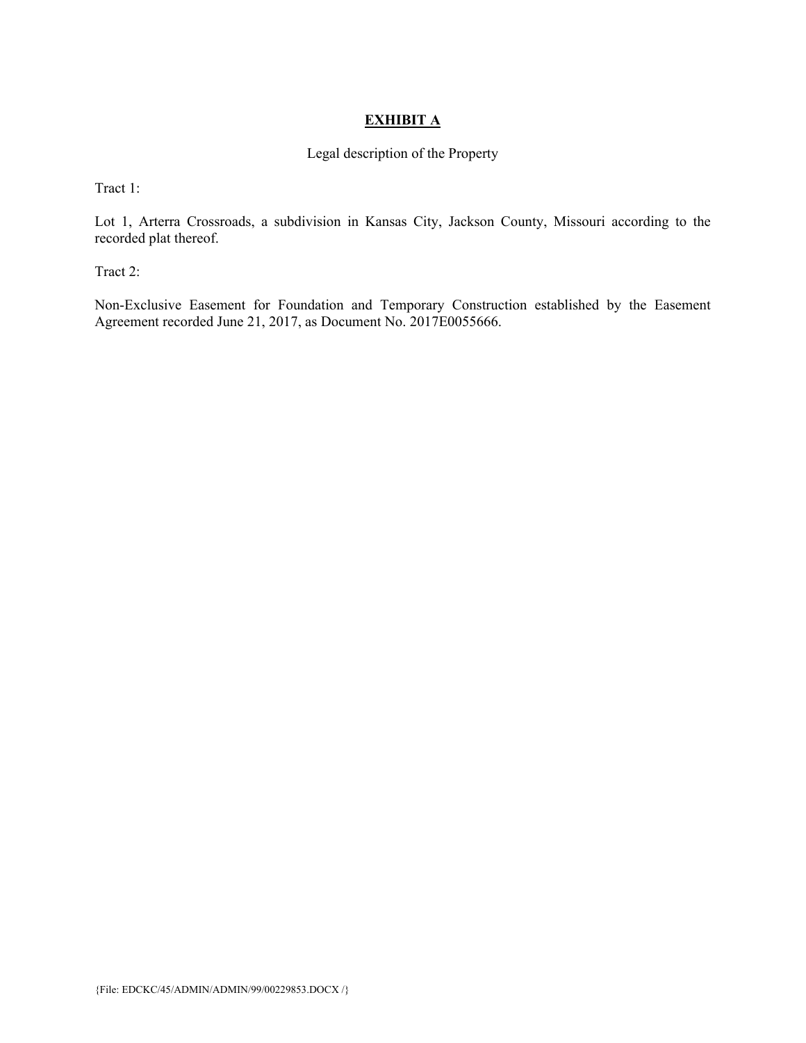# **EXHIBIT A**

Legal description of the Property

Tract 1:

Lot 1, Arterra Crossroads, a subdivision in Kansas City, Jackson County, Missouri according to the recorded plat thereof.

Tract 2:

Non-Exclusive Easement for Foundation and Temporary Construction established by the Easement Agreement recorded June 21, 2017, as Document No. 2017E0055666.

{File: EDCKC/45/ADMIN/ADMIN/99/00229853.DOCX /}